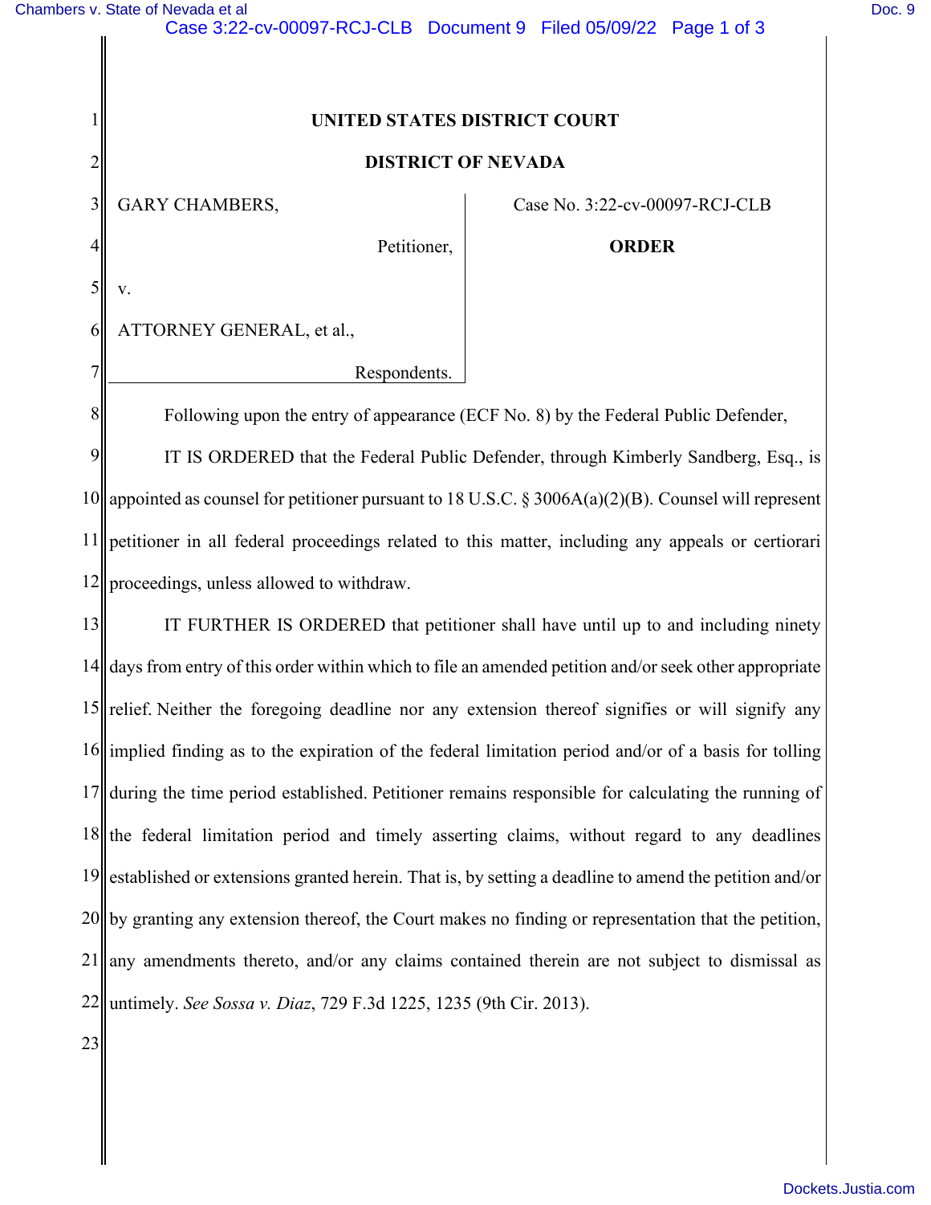UNITED STATES DISTRICT COURT

DISTRICT OF NEVADA

GARY CHAMBERS,

Petitioner,

v.

ATTORNEY GENERAL, et al.,

Respondents.

Case No. 3:22-cv-00097-RCJ-CLB

**ORDER**

Following upon the entry of appearance (ECF No. 8) by the Federal Public Defender,

IT IS ORDERED that the Federal Public Defender, through Kimberly Sandberg, Esq., is appointed as counsel for petitioner pursuant to 18 U.S.C. § 3006A(a)(2)(B). Counsel will represent petitioner in all federal proceedings related to this matter, including any appeals or certiorari proceedings, unless allowed to withdraw.

IT FURTHER IS ORDERED that petitioner shall have until up to and including ninety days from entry of this order within which to file an amended petition and/or seek other appropriate relief. Neither the foregoing deadline nor any extension thereof signifies or will signify any implied finding as to the expiration of the federal limitation period and/or of a basis for tolling during the time period established. Petitioner remains responsible for calculating the running of the federal limitation period and timely asserting claims, without regard to any deadlines established or extensions granted herein. That is, by setting a deadline to amend the petition and/or by granting any extension thereof, the Court makes no finding or representation that the petition, any amendments thereto, and/or any claims contained therein are not subject to dismissal as untimely. *See Sossa v. Diaz*, 729 F.3d 1225, 1235 (9th Cir. 2013).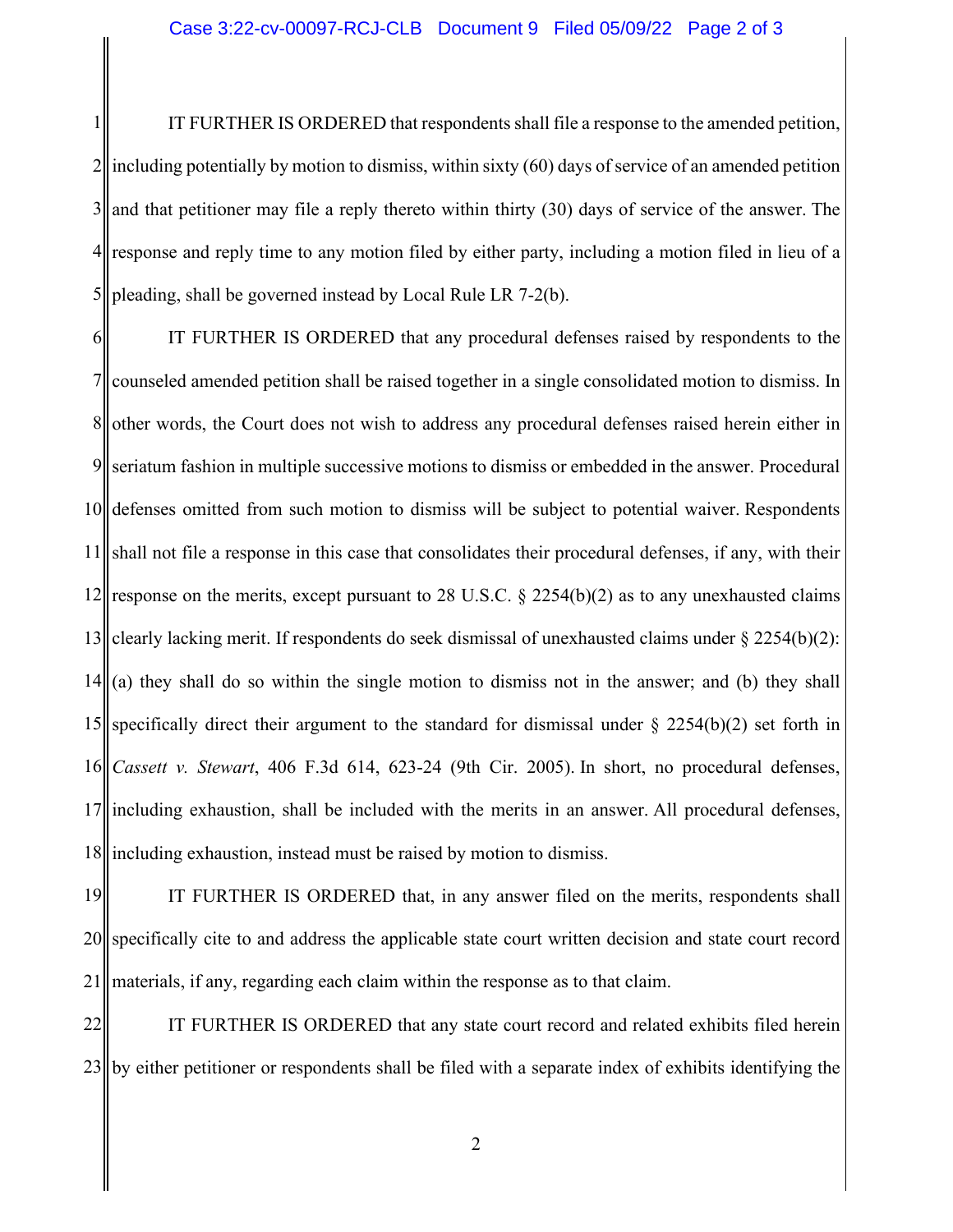IT FURTHER IS ORDERED that respondents shall file a response to the amended petition, including potentially by motion to dismiss, within sixty (60) days of service of an amended petition and that petitioner may file a reply thereto within thirty (30) days of service of the answer. The response and reply time to any motion filed by either party, including a motion filed in lieu of a pleading, shall be governed instead by Local Rule LR 7-2(b).

IT FURTHER IS ORDERED that any procedural defenses raised by respondents to the counseled amended petition shall be raised together in a single consolidated motion to dismiss. In other words, the Court does not wish to address any procedural defenses raised herein either in seriatum fashion in multiple successive motions to dismiss or embedded in the answer. Procedural defenses omitted from such motion to dismiss will be subject to potential waiver. Respondents shall not file a response in this case that consolidates their procedural defenses, if any, with their response on the merits, except pursuant to 28 U.S.C. § 2254(b)(2) as to any unexhausted claims clearly lacking merit. If respondents do seek dismissal of unexhausted claims under § 2254(b)(2): (a) they shall do so within the single motion to dismiss not in the answer; and (b) they shall specifically direct their argument to the standard for dismissal under § 2254(b)(2) set forth in *Cassett v. Stewart*, 406 F.3d 614, 623-24 (9th Cir. 2005). In short, no procedural defenses, including exhaustion, shall be included with the merits in an answer. All procedural defenses, including exhaustion, instead must be raised by motion to dismiss.

IT FURTHER IS ORDERED that, in any answer filed on the merits, respondents shall specifically cite to and address the applicable state court written decision and state court record materials, if any, regarding each claim within the response as to that claim.

IT FURTHER IS ORDERED that any state court record and related exhibits filed herein by either petitioner or respondents shall be filed with a separate index of exhibits identifying the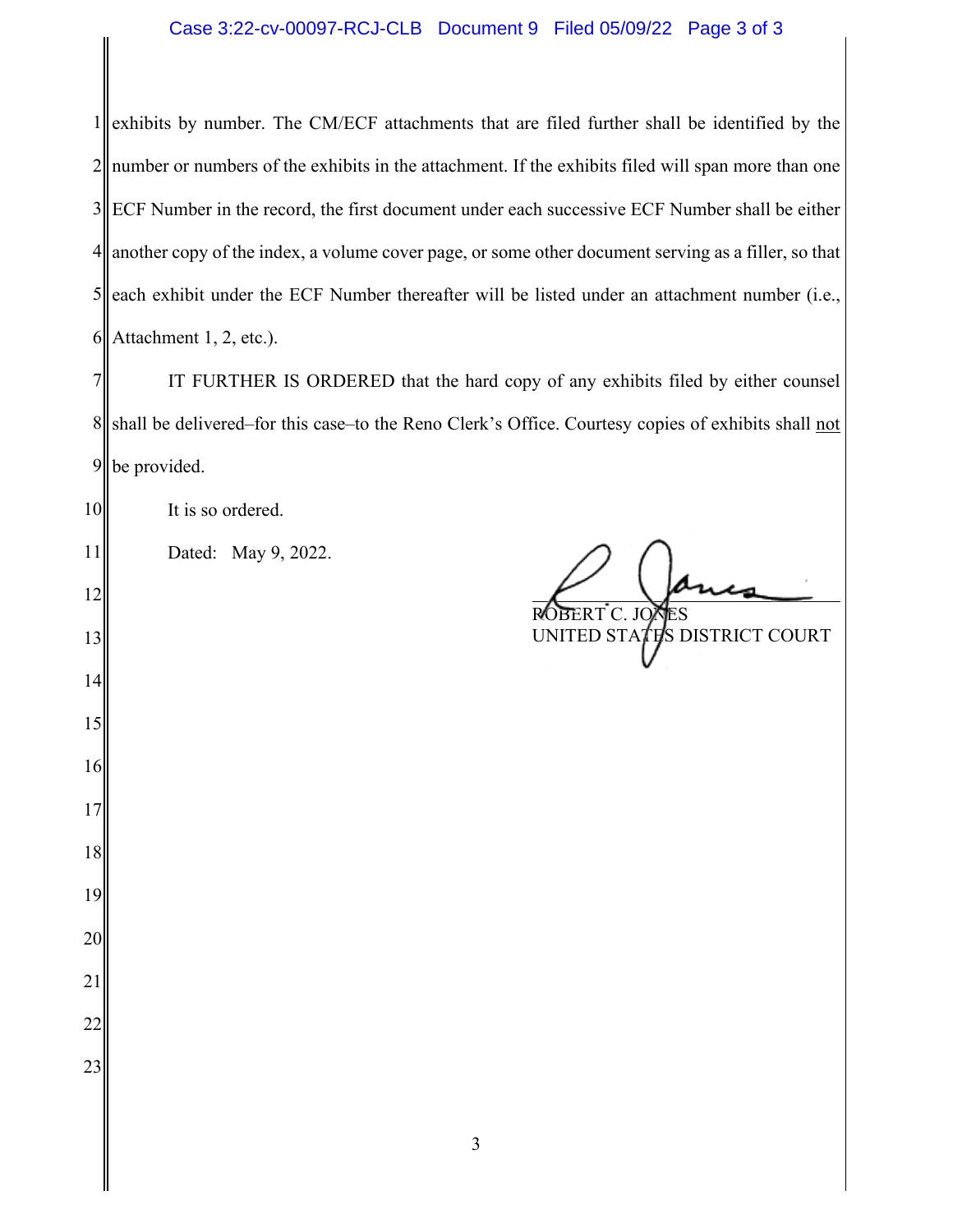exhibits by number. The CM/ECF attachments that are filed further shall be identified by the number or numbers of the exhibits in the attachment. If the exhibits filed will span more than one ECF Number in the record, the first document under each successive ECF Number shall be either another copy of the index, a volume cover page, or some other document serving as a filler, so that each exhibit under the ECF Number thereafter will be listed under an attachment number (i.e., Attachment 1, 2, etc.).

IT FURTHER IS ORDERED that the hard copy of any exhibits filed by either counsel shall be delivered–for this case–to the Reno Clerk's Office. Courtesy copies of exhibits shall not be provided.

It is so ordered.

Dated: May 9, 2022.

ROBERT C. JONES
UNITED STATES DISTRICT COURT